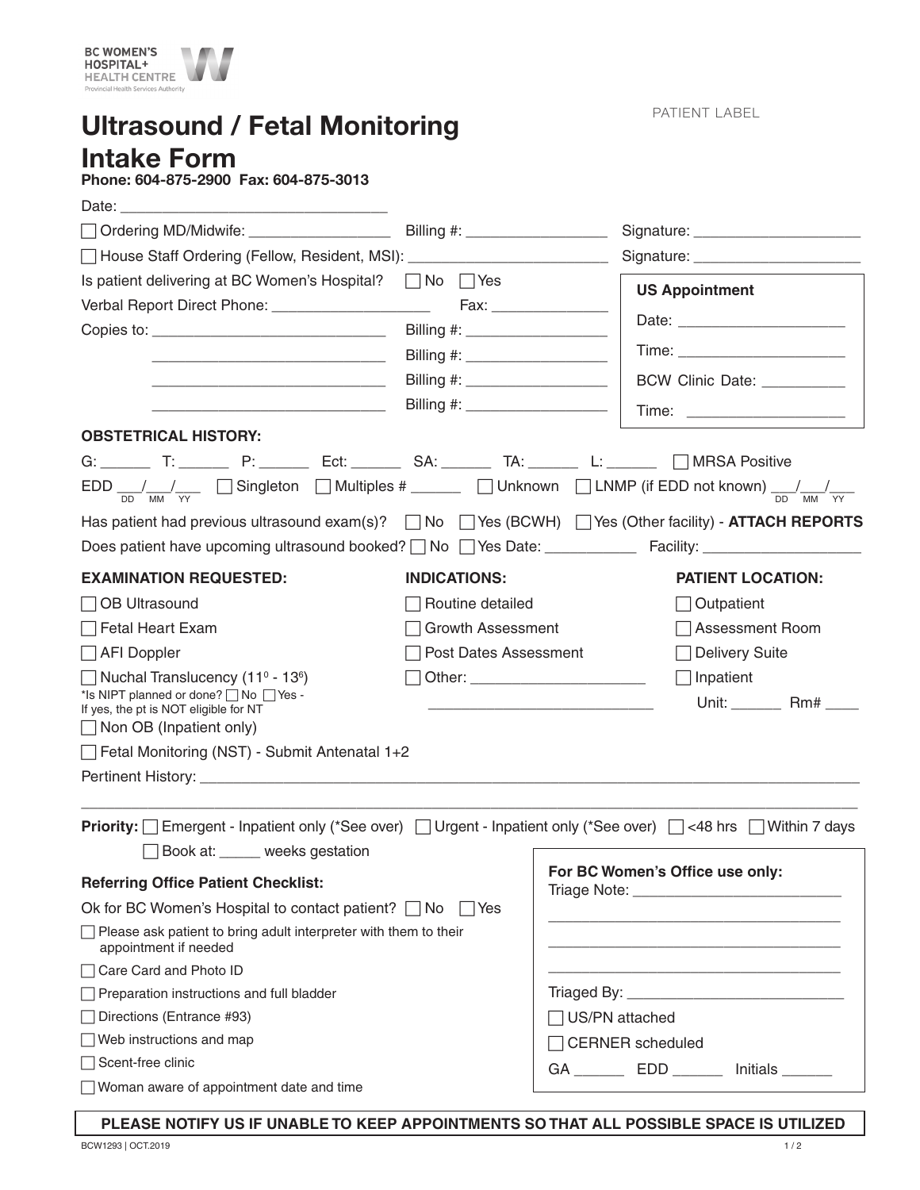BC WOMEN'S HOSPITAL+ HEALTH CENTRE
Provincial Health Services Authority

PATIENT LABEL

# Ultrasound / Fetal Monitoring Intake Form

**Phone: 604-875-2900 Fax: 604-875-3013**

Date: ______________________________

☐ Ordering MD/Midwife: ________________ Billing #: ________________ Signature: ____________________

☐ House Staff Ordering (Fellow, Resident, MSI): ______________________ Signature: ____________________

Is patient delivering at BC Women's Hospital? ☐ No ☐ Yes

Verbal Report Direct Phone: __________________ Fax: ______________

Copies to: ____________________________ Billing #: ________________

____________________________ Billing #: ________________

____________________________ Billing #: ________________

____________________________ Billing #: ________________

**US Appointment**

Date: ____________________

Time: ____________________

BCW Clinic Date: __________

Time: ____________________

**OBSTETRICAL HISTORY:**

G: ______ T: ______ P: ______ Ect: ______ SA: ______ TA: ______ L: ______ ☐ MRSA Positive

EDD ___/___/___ (DD MM YY) ☐ Singleton ☐ Multiples # ______ ☐ Unknown ☐ LNMP (if EDD not known) ___/___/___ (DD MM YY)

Has patient had previous ultrasound exam(s)? ☐ No ☐ Yes (BCWH) ☐ Yes (Other facility) - **ATTACH REPORTS**

Does patient have upcoming ultrasound booked? ☐ No ☐ Yes Date: ___________ Facility: ___________________

**EXAMINATION REQUESTED:**

☐ OB Ultrasound

☐ Fetal Heart Exam

☐ AFI Doppler

☐ Nuchal Translucency ($11^0$ - $13^6$)

*Is NIPT planned or done? ☐ No ☐ Yes - If yes, the pt is NOT eligible for NT

☐ Non OB (Inpatient only)

☐ Fetal Monitoring (NST) - Submit Antenatal 1+2

**INDICATIONS:**

☐ Routine detailed

☐ Growth Assessment

☐ Post Dates Assessment

☐ Other: _____________________

___________________________

**PATIENT LOCATION:**

☐ Outpatient

☐ Assessment Room

☐ Delivery Suite

☐ Inpatient

Unit: ______ Rm# ____

Pertinent History: ______________________________________________________________________________

______________________________________________________________________________

**Priority:** ☐ Emergent - Inpatient only (*See over) ☐ Urgent - Inpatient only (*See over) ☐ <48 hrs ☐ Within 7 days

☐ Book at: _____ weeks gestation

**Referring Office Patient Checklist:**

Ok for BC Women's Hospital to contact patient? ☐ No ☐ Yes

☐ Please ask patient to bring adult interpreter with them to their appointment if needed

☐ Care Card and Photo ID

☐ Preparation instructions and full bladder

☐ Directions (Entrance #93)

☐ Web instructions and map

☐ Scent-free clinic

☐ Woman aware of appointment date and time

**For BC Women's Office use only:**

Triage Note: _________________________

____________________________________

____________________________________

____________________________________

Triaged By: __________________________

☐ US/PN attached

☐ CERNER scheduled

GA ______ EDD ______ Initials ______

**PLEASE NOTIFY US IF UNABLE TO KEEP APPOINTMENTS SO THAT ALL POSSIBLE SPACE IS UTILIZED**

BCW1293 | OCT.2019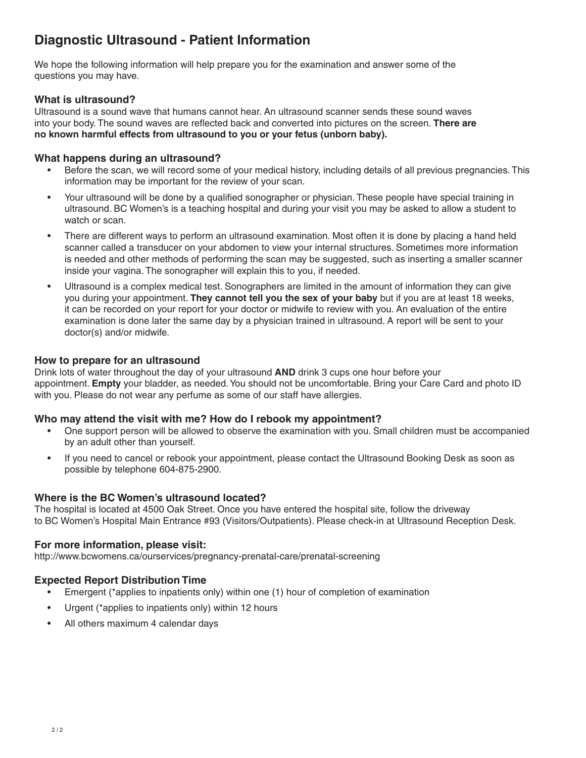# Diagnostic Ultrasound - Patient Information

We hope the following information will help prepare you for the examination and answer some of the questions you may have.

### What is ultrasound?

Ultrasound is a sound wave that humans cannot hear. An ultrasound scanner sends these sound waves into your body. The sound waves are reflected back and converted into pictures on the screen. **There are no known harmful effects from ultrasound to you or your fetus (unborn baby).**

### What happens during an ultrasound?

- Before the scan, we will record some of your medical history, including details of all previous pregnancies. This information may be important for the review of your scan.
- Your ultrasound will be done by a qualified sonographer or physician. These people have special training in ultrasound. BC Women's is a teaching hospital and during your visit you may be asked to allow a student to watch or scan.
- There are different ways to perform an ultrasound examination. Most often it is done by placing a hand held scanner called a transducer on your abdomen to view your internal structures. Sometimes more information is needed and other methods of performing the scan may be suggested, such as inserting a smaller scanner inside your vagina. The sonographer will explain this to you, if needed.
- Ultrasound is a complex medical test. Sonographers are limited in the amount of information they can give you during your appointment. **They cannot tell you the sex of your baby** but if you are at least 18 weeks, it can be recorded on your report for your doctor or midwife to review with you. An evaluation of the entire examination is done later the same day by a physician trained in ultrasound. A report will be sent to your doctor(s) and/or midwife.

### How to prepare for an ultrasound

Drink lots of water throughout the day of your ultrasound **AND** drink 3 cups one hour before your appointment. **Empty** your bladder, as needed. You should not be uncomfortable. Bring your Care Card and photo ID with you. Please do not wear any perfume as some of our staff have allergies.

### Who may attend the visit with me? How do I rebook my appointment?

- One support person will be allowed to observe the examination with you. Small children must be accompanied by an adult other than yourself.
- If you need to cancel or rebook your appointment, please contact the Ultrasound Booking Desk as soon as possible by telephone 604-875-2900.

### Where is the BC Women's ultrasound located?

The hospital is located at 4500 Oak Street. Once you have entered the hospital site, follow the driveway to BC Women's Hospital Main Entrance #93 (Visitors/Outpatients). Please check-in at Ultrasound Reception Desk.

### For more information, please visit:

http://www.bcwomens.ca/ourservices/pregnancy-prenatal-care/prenatal-screening

### Expected Report Distribution Time

- Emergent (*applies to inpatients only) within one (1) hour of completion of examination
- Urgent (*applies to inpatients only) within 12 hours
- All others maximum 4 calendar days